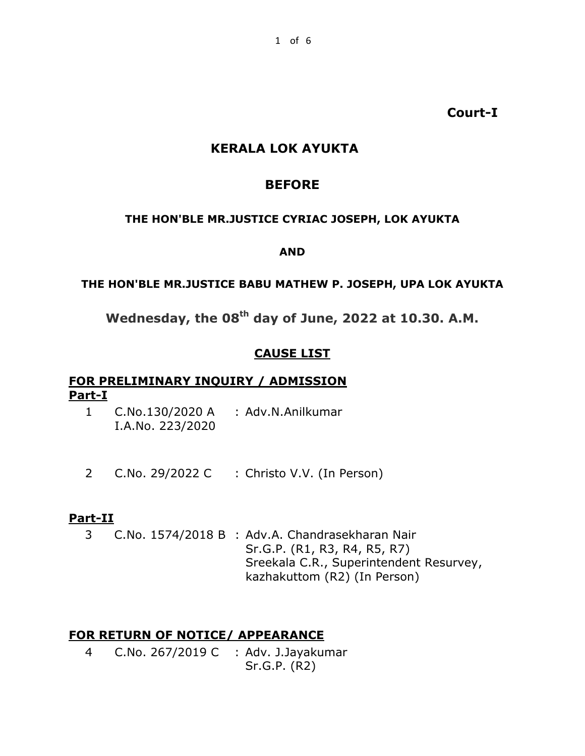**Court-I**

# KERALA LOK AYUKTA

## BEFORE

**THE HON'BLE MR.JUSTICE CYRIAC JOSEPH, LOK AYUKTA**

**AND**

**THE HON'BLE MR.JUSTICE BABU MATHEW P. JOSEPH, UPA LOK AYUKTA**

**Wednesday, the 08th day of June, 2022 at 10.30. A.M.**

**CAUSE LIST**

**FOR PRELIMINARY INQUIRY / ADMISSION**

**Part-I**

1. C.No.130/2020 A : Adv.N.Anilkumar
   I.A.No. 223/2020

2. C.No. 29/2022 C : Christo V.V. (In Person)

**Part-II**

3. C.No. 1574/2018 B : Adv.A. Chandrasekharan Nair
   Sr.G.P. (R1, R3, R4, R5, R7)
   Sreekala C.R., Superintendent Resurvey, kazhakuttom (R2) (In Person)

**FOR RETURN OF NOTICE/ APPEARANCE**

4. C.No. 267/2019 C : Adv. J.Jayakumar
   Sr.G.P. (R2)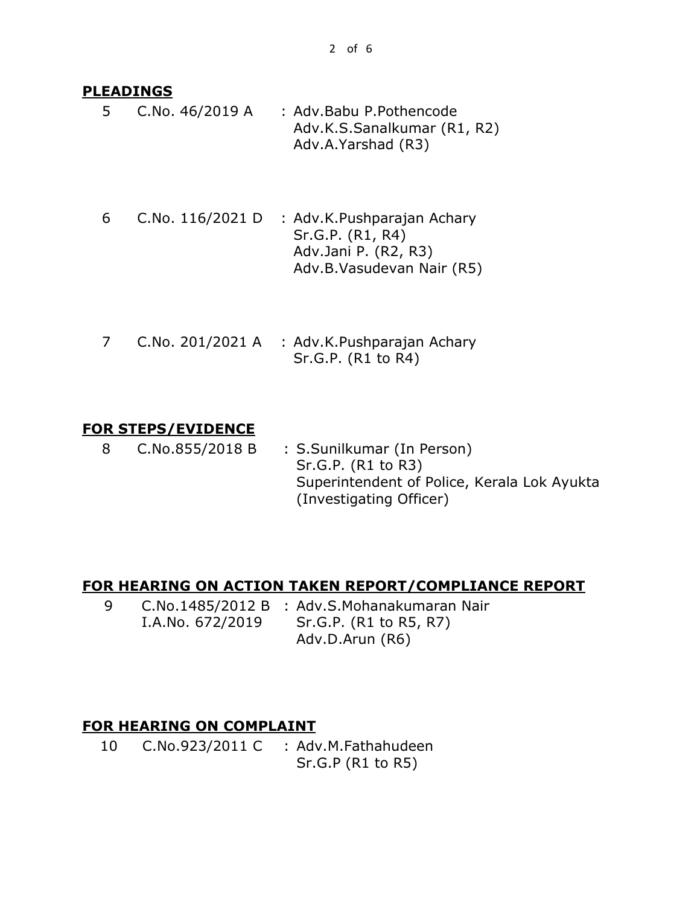**PLEADINGS**

| | | |
|---|---|---|
| 5 | C.No. 46/2019 A | : Adv.Babu P.Pothencode<br>Adv.K.S.Sanalkumar (R1, R2)<br>Adv.A.Yarshad (R3) |
| 6 | C.No. 116/2021 D | : Adv.K.Pushparajan Achary<br>Sr.G.P. (R1, R4)<br>Adv.Jani P. (R2, R3)<br>Adv.B.Vasudevan Nair (R5) |
| 7 | C.No. 201/2021 A | : Adv.K.Pushparajan Achary<br>Sr.G.P. (R1 to R4) |

**FOR STEPS/EVIDENCE**

| | | |
|---|---|---|
| 8 | C.No.855/2018 B | : S.Sunilkumar (In Person)<br>Sr.G.P. (R1 to R3)<br>Superintendent of Police, Kerala Lok Ayukta (Investigating Officer) |

**FOR HEARING ON ACTION TAKEN REPORT/COMPLIANCE REPORT**

| | | |
|---|---|---|
| 9 | C.No.1485/2012 B<br>I.A.No. 672/2019 | : Adv.S.Mohanakumaran Nair<br>Sr.G.P. (R1 to R5, R7)<br>Adv.D.Arun (R6) |

**FOR HEARING ON COMPLAINT**

| | | |
|---|---|---|
| 10 | C.No.923/2011 C | : Adv.M.Fathahudeen<br>Sr.G.P (R1 to R5) |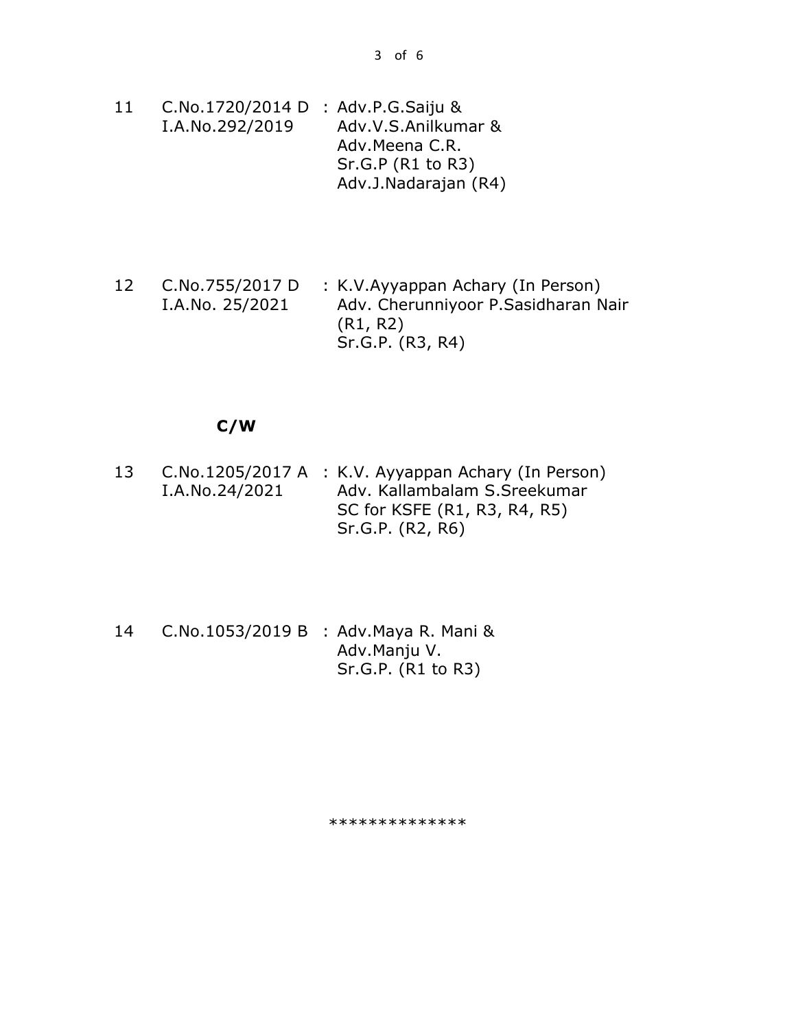| | | |
|---|---|---|
| 11 | C.No.1720/2014 D<br>I.A.No.292/2019 | : Adv.P.G.Saiju &<br>Adv.V.S.Anilkumar &<br>Adv.Meena C.R.<br>Sr.G.P (R1 to R3)<br>Adv.J.Nadarajan (R4) |
| 12 | C.No.755/2017 D<br>I.A.No. 25/2021 | : K.V.Ayyappan Achary (In Person)<br>Adv. Cherunniyoor P.Sasidharan Nair (R1, R2)<br>Sr.G.P. (R3, R4) |

**C/W**

| | | |
|---|---|---|
| 13 | C.No.1205/2017 A<br>I.A.No.24/2021 | : K.V. Ayyappan Achary (In Person)<br>Adv. Kallambalam S.Sreekumar<br>SC for KSFE (R1, R3, R4, R5)<br>Sr.G.P. (R2, R6) |
| 14 | C.No.1053/2019 B | : Adv.Maya R. Mani &<br>Adv.Manju V.<br>Sr.G.P. (R1 to R3) |

**************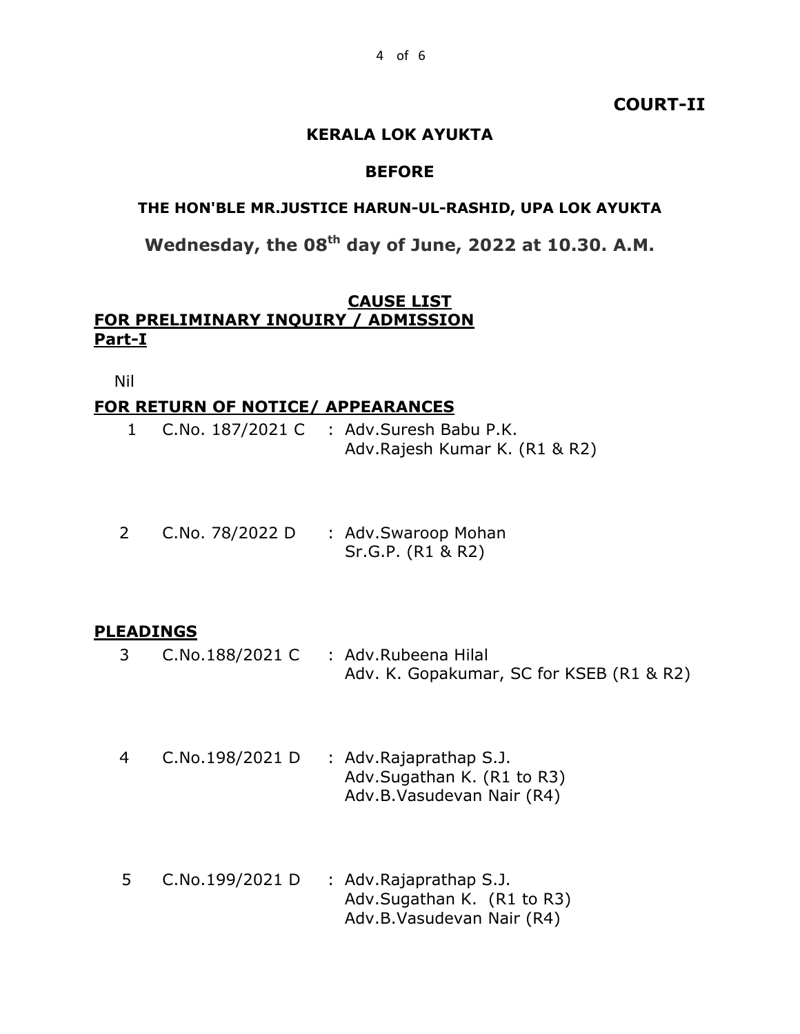**COURT-II**

**KERALA LOK AYUKTA**

**BEFORE**

**THE HON'BLE MR.JUSTICE HARUN-UL-RASHID, UPA LOK AYUKTA**

**Wednesday, the 08th day of June, 2022 at 10.30. A.M.**

**CAUSE LIST**

**FOR PRELIMINARY INQUIRY / ADMISSION**

**Part-I**

Nil

**FOR RETURN OF NOTICE/ APPEARANCES**

| | | |
|---|---|---|
| 1 | C.No. 187/2021 C | : Adv.Suresh Babu P.K.<br>Adv.Rajesh Kumar K. (R1 & R2) |
| 2 | C.No. 78/2022 D | : Adv.Swaroop Mohan<br>Sr.G.P. (R1 & R2) |

**PLEADINGS**

| | | |
|---|---|---|
| 3 | C.No.188/2021 C | : Adv.Rubeena Hilal<br>Adv. K. Gopakumar, SC for KSEB (R1 & R2) |
| 4 | C.No.198/2021 D | : Adv.Rajaprathap S.J.<br>Adv.Sugathan K. (R1 to R3)<br>Adv.B.Vasudevan Nair (R4) |
| 5 | C.No.199/2021 D | : Adv.Rajaprathap S.J.<br>Adv.Sugathan K. (R1 to R3)<br>Adv.B.Vasudevan Nair (R4) |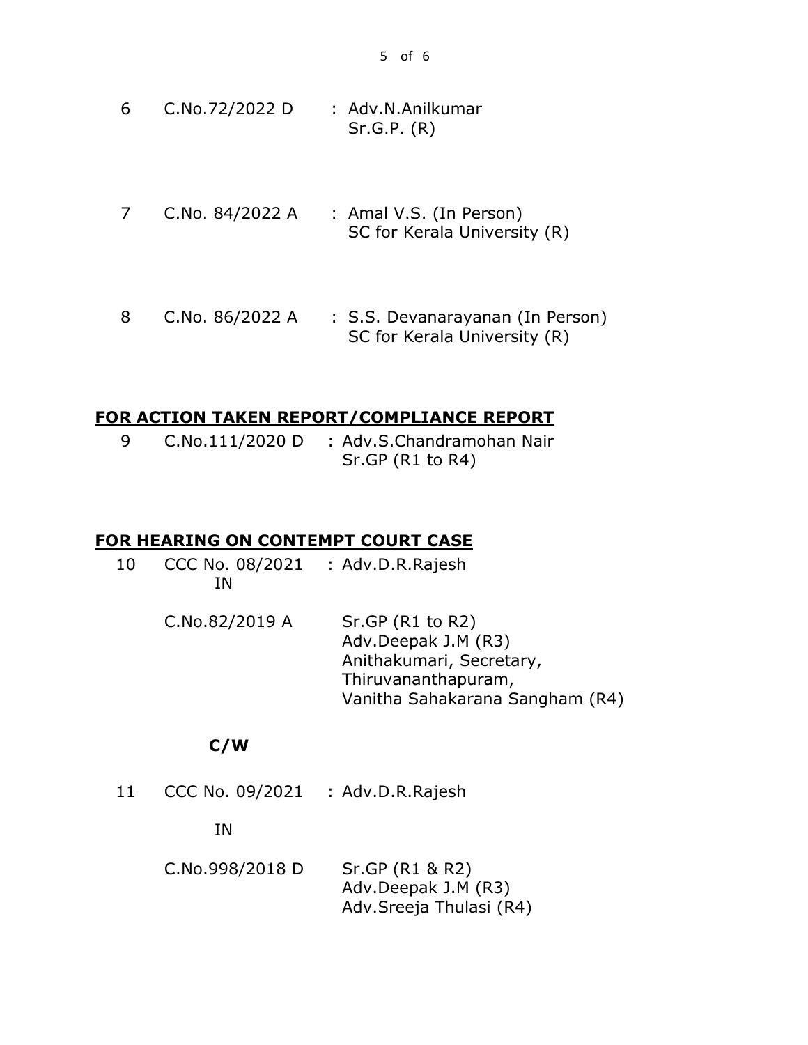| | | |
|---|---|---|
| 6 | C.No.72/2022 D | : Adv.N.Anilkumar<br>Sr.G.P. (R) |
| 7 | C.No. 84/2022 A | : Amal V.S. (In Person)<br>SC for Kerala University (R) |
| 8 | C.No. 86/2022 A | : S.S. Devanarayanan (In Person)<br>SC for Kerala University (R) |

**FOR ACTION TAKEN REPORT/COMPLIANCE REPORT**

| | | |
|---|---|---|
| 9 | C.No.111/2020 D | : Adv.S.Chandramohan Nair<br>Sr.GP (R1 to R4) |

**FOR HEARING ON CONTEMPT COURT CASE**

| | | |
|---|---|---|
| 10 | CCC No. 08/2021<br>IN | : Adv.D.R.Rajesh |
| | C.No.82/2019 A | Sr.GP (R1 to R2)<br>Adv.Deepak J.M (R3)<br>Anithakumari, Secretary,<br>Thiruvananthapuram,<br>Vanitha Sahakarana Sangham (R4) |

**C/W**

| | | |
|---|---|---|
| 11 | CCC No. 09/2021<br>IN | : Adv.D.R.Rajesh |
| | C.No.998/2018 D | Sr.GP (R1 & R2)<br>Adv.Deepak J.M (R3)<br>Adv.Sreeja Thulasi (R4) |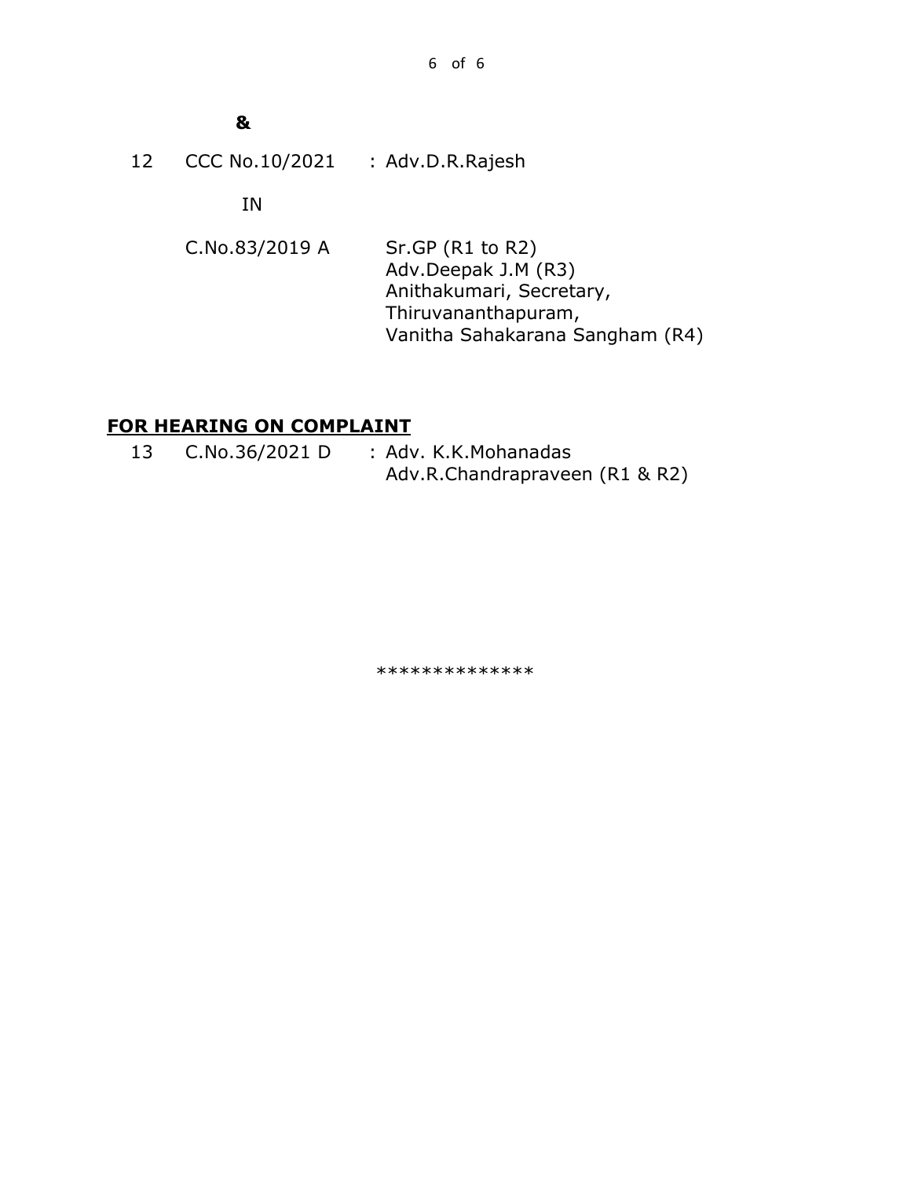**&**

| | | |
|---|---|---|
| 12 | CCC No.10/2021 | : Adv.D.R.Rajesh |
| | IN | |
| | C.No.83/2019 A | Sr.GP (R1 to R2)<br>Adv.Deepak J.M (R3)<br>Anithakumari, Secretary, Thiruvananthapuram, Vanitha Sahakarana Sangham (R4) |

**<u>FOR HEARING ON COMPLAINT</u>**

| | | |
|---|---|---|
| 13 | C.No.36/2021 D | : Adv. K.K.Mohanadas<br>Adv.R.Chandrapraveen (R1 & R2) |

**************